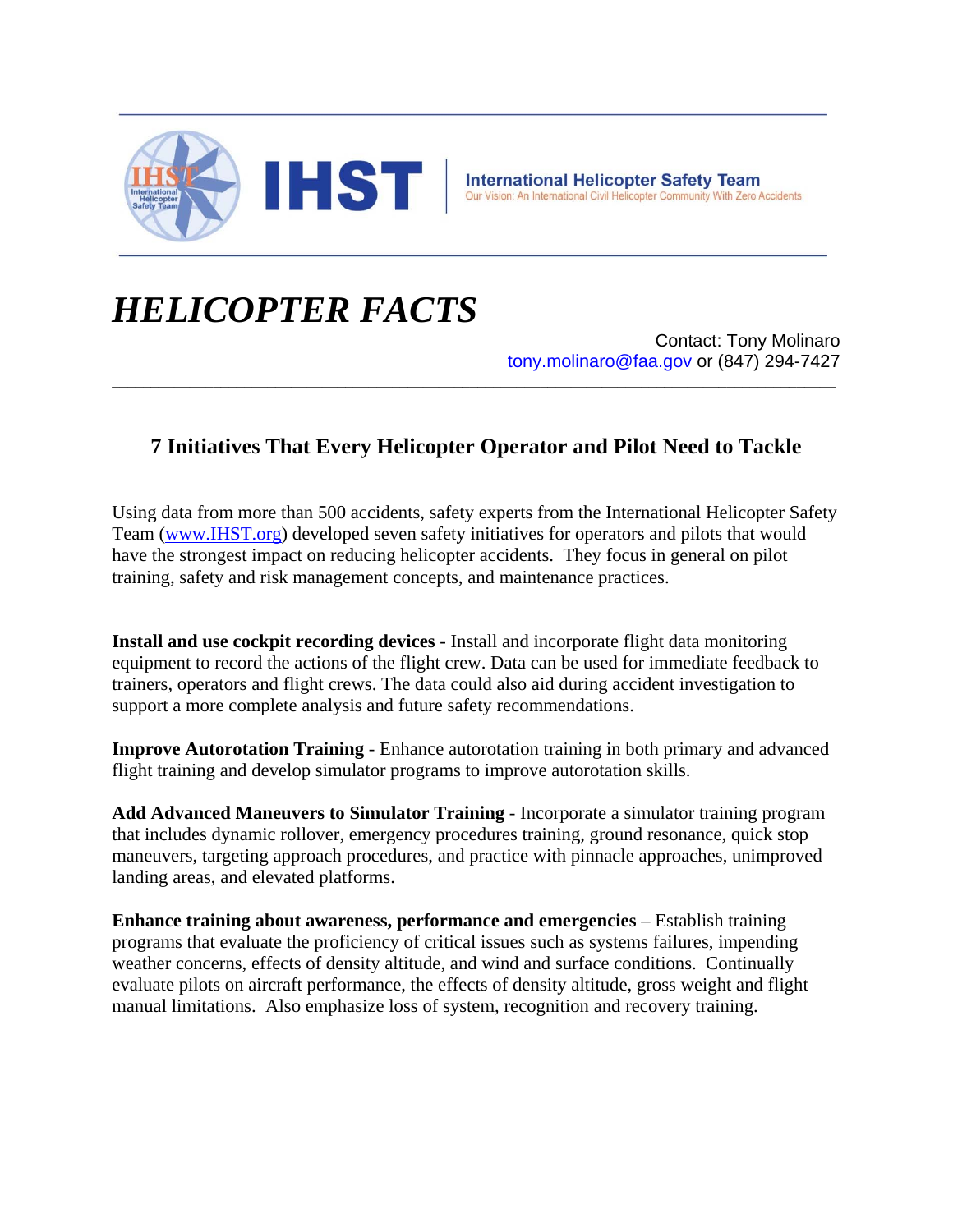IHST

International Helicopter Safety Team

Our Vision: An International Civil Helicopter Community With Zero Accidents

# *HELICOPTER FACTS*

Contact: Tony Molinaro
tony.molinaro@faa.gov or (847) 294-7427

## 7 Initiatives That Every Helicopter Operator and Pilot Need to Tackle

Using data from more than 500 accidents, safety experts from the International Helicopter Safety Team (www.IHST.org) developed seven safety initiatives for operators and pilots that would have the strongest impact on reducing helicopter accidents. They focus in general on pilot training, safety and risk management concepts, and maintenance practices.

**Install and use cockpit recording devices** - Install and incorporate flight data monitoring equipment to record the actions of the flight crew. Data can be used for immediate feedback to trainers, operators and flight crews. The data could also aid during accident investigation to support a more complete analysis and future safety recommendations.

**Improve Autorotation Training** - Enhance autorotation training in both primary and advanced flight training and develop simulator programs to improve autorotation skills.

**Add Advanced Maneuvers to Simulator Training** - Incorporate a simulator training program that includes dynamic rollover, emergency procedures training, ground resonance, quick stop maneuvers, targeting approach procedures, and practice with pinnacle approaches, unimproved landing areas, and elevated platforms.

**Enhance training about awareness, performance and emergencies** – Establish training programs that evaluate the proficiency of critical issues such as systems failures, impending weather concerns, effects of density altitude, and wind and surface conditions. Continually evaluate pilots on aircraft performance, the effects of density altitude, gross weight and flight manual limitations. Also emphasize loss of system, recognition and recovery training.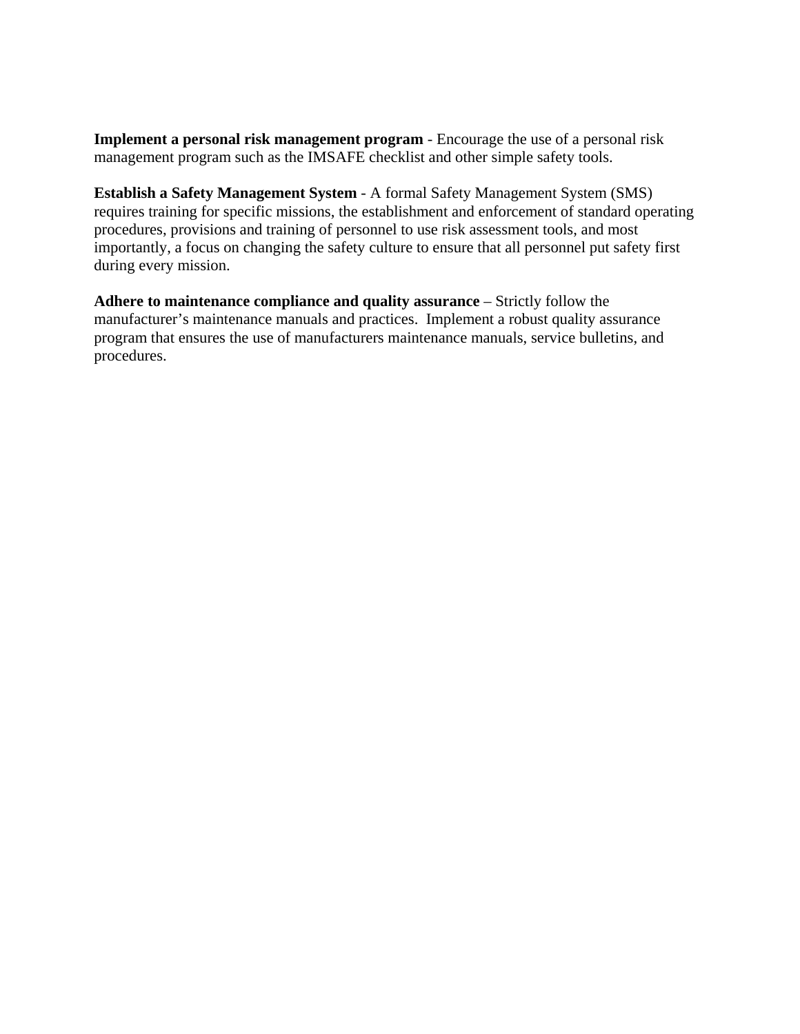**Implement a personal risk management program** - Encourage the use of a personal risk management program such as the IMSAFE checklist and other simple safety tools.

**Establish a Safety Management System** - A formal Safety Management System (SMS) requires training for specific missions, the establishment and enforcement of standard operating procedures, provisions and training of personnel to use risk assessment tools, and most importantly, a focus on changing the safety culture to ensure that all personnel put safety first during every mission.

**Adhere to maintenance compliance and quality assurance** – Strictly follow the manufacturer's maintenance manuals and practices. Implement a robust quality assurance program that ensures the use of manufacturers maintenance manuals, service bulletins, and procedures.